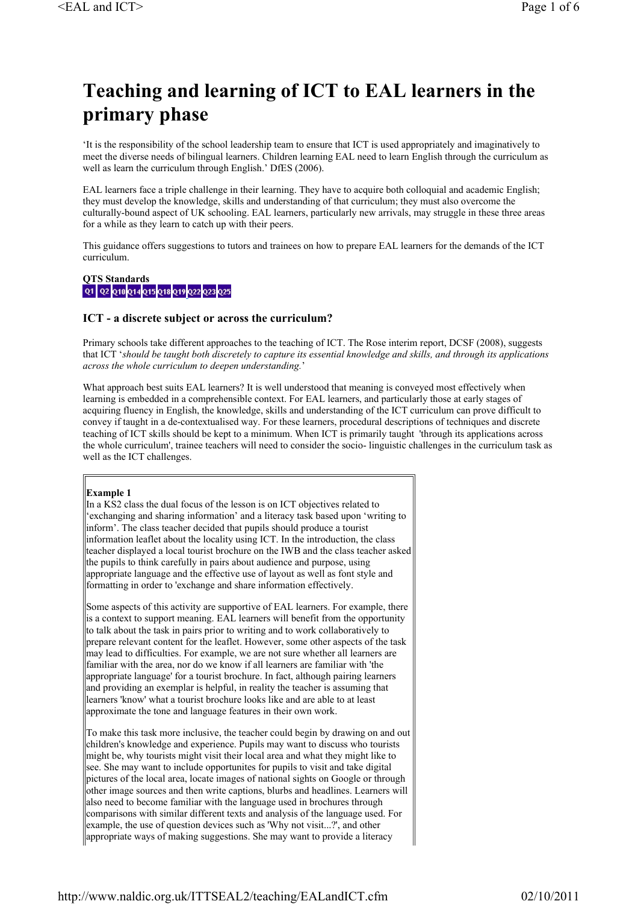# Teaching and learning of ICT to EAL learners in the primary phase

'It is the responsibility of the school leadership team to ensure that ICT is used appropriately and imaginatively to meet the diverse needs of bilingual learners. Children learning EAL need to learn English through the curriculum as well as learn the curriculum through English.' DfES (2006).

EAL learners face a triple challenge in their learning. They have to acquire both colloquial and academic English; they must develop the knowledge, skills and understanding of that curriculum; they must also overcome the culturally-bound aspect of UK schooling. EAL learners, particularly new arrivals, may struggle in these three areas for a while as they learn to catch up with their peers.

This guidance offers suggestions to tutors and trainees on how to prepare EAL learners for the demands of the ICT curriculum.

**QTS Standards**
Q1 Q2 Q10 Q14 Q15 Q18 Q19 Q22 Q23 Q25

### ICT - a discrete subject or across the curriculum?

Primary schools take different approaches to the teaching of ICT. The Rose interim report, DCSF (2008), suggests that ICT '*should be taught both discretely to capture its essential knowledge and skills, and through its applications across the whole curriculum to deepen understanding.*'

What approach best suits EAL learners? It is well understood that meaning is conveyed most effectively when learning is embedded in a comprehensible context. For EAL learners, and particularly those at early stages of acquiring fluency in English, the knowledge, skills and understanding of the ICT curriculum can prove difficult to convey if taught in a de-contextualised way. For these learners, procedural descriptions of techniques and discrete teaching of ICT skills should be kept to a minimum. When ICT is primarily taught 'through its applications across the whole curriculum', trainee teachers will need to consider the socio- linguistic challenges in the curriculum task as well as the ICT challenges.

**Example 1**
In a KS2 class the dual focus of the lesson is on ICT objectives related to 'exchanging and sharing information' and a literacy task based upon 'writing to inform'. The class teacher decided that pupils should produce a tourist information leaflet about the locality using ICT. In the introduction, the class teacher displayed a local tourist brochure on the IWB and the class teacher asked the pupils to think carefully in pairs about audience and purpose, using appropriate language and the effective use of layout as well as font style and formatting in order to 'exchange and share information effectively.

Some aspects of this activity are supportive of EAL learners. For example, there is a context to support meaning. EAL learners will benefit from the opportunity to talk about the task in pairs prior to writing and to work collaboratively to prepare relevant content for the leaflet. However, some other aspects of the task may lead to difficulties. For example, we are not sure whether all learners are familiar with the area, nor do we know if all learners are familiar with 'the appropriate language' for a tourist brochure. In fact, although pairing learners and providing an exemplar is helpful, in reality the teacher is assuming that learners 'know' what a tourist brochure looks like and are able to at least approximate the tone and language features in their own work.

To make this task more inclusive, the teacher could begin by drawing on and out children's knowledge and experience. Pupils may want to discuss who tourists might be, why tourists might visit their local area and what they might like to see. She may want to include opportunites for pupils to visit and take digital pictures of the local area, locate images of national sights on Google or through other image sources and then write captions, blurbs and headlines. Learners will also need to become familiar with the language used in brochures through comparisons with similar different texts and analysis of the language used. For example, the use of question devices such as 'Why not visit...?', and other appropriate ways of making suggestions. She may want to provide a literacy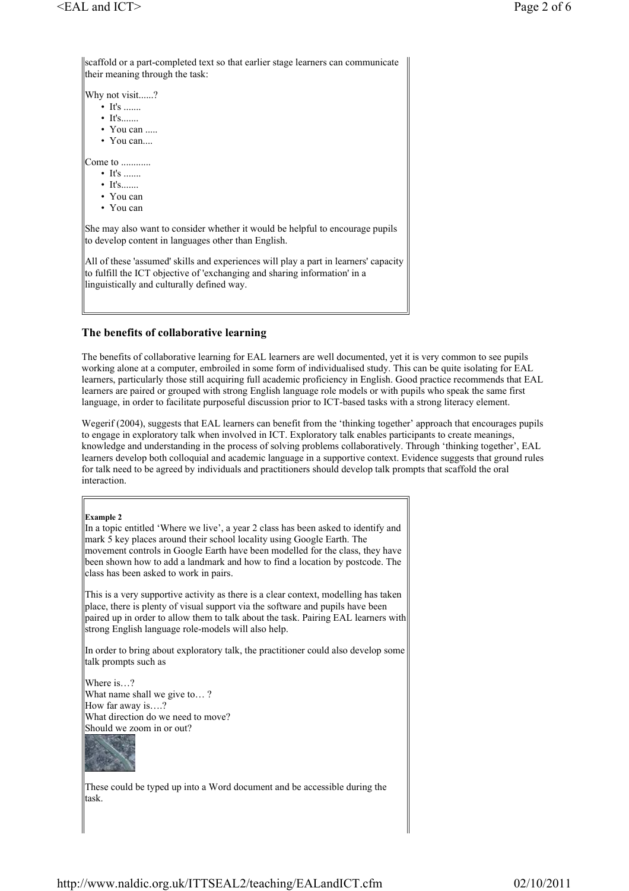scaffold or a part-completed text so that earlier stage learners can communicate their meaning through the task:

Why not visit......?

- It's .......
- It's.......
- You can .....
- You can....

Come to ............

- It's .......
- It's.......
- You can
- You can

She may also want to consider whether it would be helpful to encourage pupils to develop content in languages other than English.

All of these 'assumed' skills and experiences will play a part in learners' capacity to fulfill the ICT objective of 'exchanging and sharing information' in a linguistically and culturally defined way.

### The benefits of collaborative learning

The benefits of collaborative learning for EAL learners are well documented, yet it is very common to see pupils working alone at a computer, embroiled in some form of individualised study. This can be quite isolating for EAL learners, particularly those still acquiring full academic proficiency in English. Good practice recommends that EAL learners are paired or grouped with strong English language role models or with pupils who speak the same first language, in order to facilitate purposeful discussion prior to ICT-based tasks with a strong literacy element.

Wegerif (2004), suggests that EAL learners can benefit from the 'thinking together' approach that encourages pupils to engage in exploratory talk when involved in ICT. Exploratory talk enables participants to create meanings, knowledge and understanding in the process of solving problems collaboratively. Through 'thinking together', EAL learners develop both colloquial and academic language in a supportive context. Evidence suggests that ground rules for talk need to be agreed by individuals and practitioners should develop talk prompts that scaffold the oral interaction.

**Example 2**

In a topic entitled 'Where we live', a year 2 class has been asked to identify and mark 5 key places around their school locality using Google Earth. The movement controls in Google Earth have been modelled for the class, they have been shown how to add a landmark and how to find a location by postcode. The class has been asked to work in pairs.

This is a very supportive activity as there is a clear context, modelling has taken place, there is plenty of visual support via the software and pupils have been paired up in order to allow them to talk about the task. Pairing EAL learners with strong English language role-models will also help.

In order to bring about exploratory talk, the practitioner could also develop some talk prompts such as

Where is…?
What name shall we give to… ?
How far away is….?
What direction do we need to move?
Should we zoom in or out?

These could be typed up into a Word document and be accessible during the task.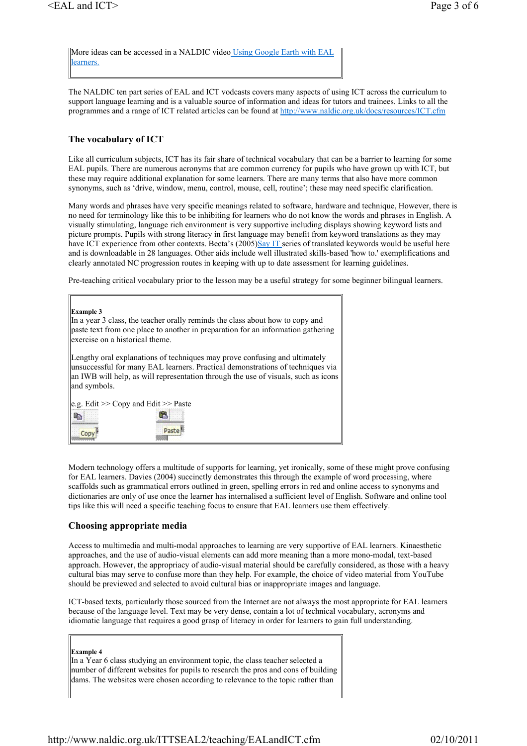More ideas can be accessed in a NALDIC video [Using Google Earth with EAL learners.]

The NALDIC ten part series of EAL and ICT vodcasts covers many aspects of using ICT across the curriculum to support language learning and is a valuable source of information and ideas for tutors and trainees. Links to all the programmes and a range of ICT related articles can be found at http://www.naldic.org.uk/docs/resources/ICT.cfm

## The vocabulary of ICT

Like all curriculum subjects, ICT has its fair share of technical vocabulary that can be a barrier to learning for some EAL pupils. There are numerous acronyms that are common currency for pupils who have grown up with ICT, but these may require additional explanation for some learners. There are many terms that also have more common synonyms, such as 'drive, window, menu, control, mouse, cell, routine'; these may need specific clarification.

Many words and phrases have very specific meanings related to software, hardware and technique, However, there is no need for terminology like this to be inhibiting for learners who do not know the words and phrases in English. A visually stimulating, language rich environment is very supportive including displays showing keyword lists and picture prompts. Pupils with strong literacy in first language may benefit from keyword translations as they may have ICT experience from other contexts. Becta's (2005)Say IT series of translated keywords would be useful here and is downloadable in 28 languages. Other aids include well illustrated skills-based 'how to.' exemplifications and clearly annotated NC progression routes in keeping with up to date assessment for learning guidelines.

Pre-teaching critical vocabulary prior to the lesson may be a useful strategy for some beginner bilingual learners.

**Example 3**
In a year 3 class, the teacher orally reminds the class about how to copy and paste text from one place to another in preparation for an information gathering exercise on a historical theme.

Lengthy oral explanations of techniques may prove confusing and ultimately unsuccessful for many EAL learners. Practical demonstrations of techniques via an IWB will help, as will representation through the use of visuals, such as icons and symbols.

e.g. Edit >> Copy and Edit >> Paste

Copy Paste

Modern technology offers a multitude of supports for learning, yet ironically, some of these might prove confusing for EAL learners. Davies (2004) succinctly demonstrates this through the example of word processing, where scaffolds such as grammatical errors outlined in green, spelling errors in red and online access to synonyms and dictionaries are only of use once the learner has internalised a sufficient level of English. Software and online tool tips like this will need a specific teaching focus to ensure that EAL learners use them effectively.

## Choosing appropriate media

Access to multimedia and multi-modal approaches to learning are very supportive of EAL learners. Kinaesthetic approaches, and the use of audio-visual elements can add more meaning than a more mono-modal, text-based approach. However, the appropriacy of audio-visual material should be carefully considered, as those with a heavy cultural bias may serve to confuse more than they help. For example, the choice of video material from YouTube should be previewed and selected to avoid cultural bias or inappropriate images and language.

ICT-based texts, particularly those sourced from the Internet are not always the most appropriate for EAL learners because of the language level. Text may be very dense, contain a lot of technical vocabulary, acronyms and idiomatic language that requires a good grasp of literacy in order for learners to gain full understanding.

**Example 4**
In a Year 6 class studying an environment topic, the class teacher selected a number of different websites for pupils to research the pros and cons of building dams. The websites were chosen according to relevance to the topic rather than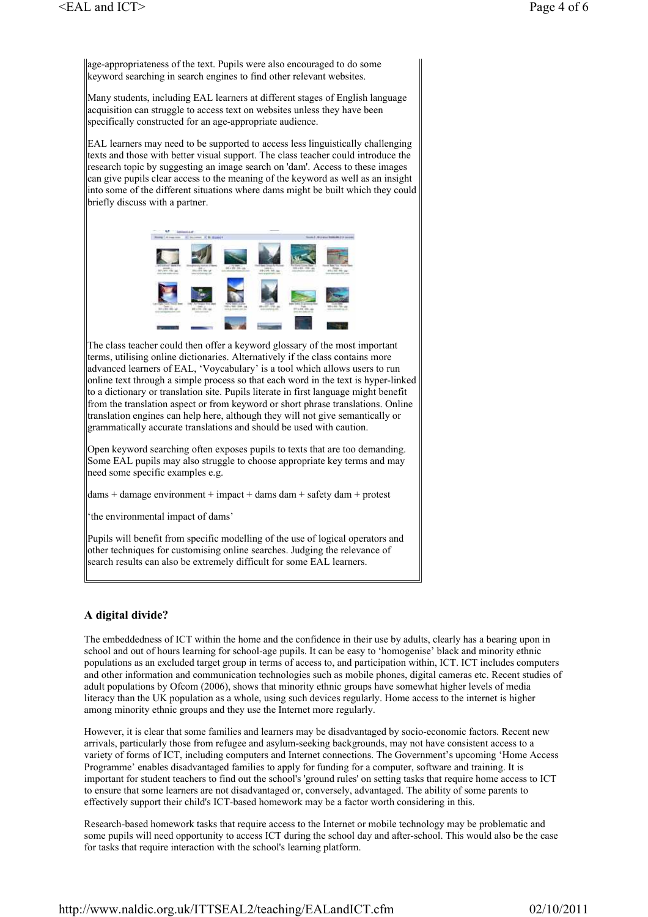age-appropriateness of the text. Pupils were also encouraged to do some keyword searching in search engines to find other relevant websites.

Many students, including EAL learners at different stages of English language acquisition can struggle to access text on websites unless they have been specifically constructed for an age-appropriate audience.

EAL learners may need to be supported to access less linguistically challenging texts and those with better visual support. The class teacher could introduce the research topic by suggesting an image search on 'dam'. Access to these images can give pupils clear access to the meaning of the keyword as well as an insight into some of the different situations where dams might be built which they could briefly discuss with a partner.

The class teacher could then offer a keyword glossary of the most important terms, utilising online dictionaries. Alternatively if the class contains more advanced learners of EAL, 'Voycabulary' is a tool which allows users to run online text through a simple process so that each word in the text is hyper-linked to a dictionary or translation site. Pupils literate in first language might benefit from the translation aspect or from keyword or short phrase translations. Online translation engines can help here, although they will not give semantically or grammatically accurate translations and should be used with caution.

Open keyword searching often exposes pupils to texts that are too demanding. Some EAL pupils may also struggle to choose appropriate key terms and may need some specific examples e.g.

dams + damage environment + impact + dams dam + safety dam + protest

'the environmental impact of dams'

Pupils will benefit from specific modelling of the use of logical operators and other techniques for customising online searches. Judging the relevance of search results can also be extremely difficult for some EAL learners.

## A digital divide?

The embeddedness of ICT within the home and the confidence in their use by adults, clearly has a bearing upon in school and out of hours learning for school-age pupils. It can be easy to 'homogenise' black and minority ethnic populations as an excluded target group in terms of access to, and participation within, ICT. ICT includes computers and other information and communication technologies such as mobile phones, digital cameras etc. Recent studies of adult populations by Ofcom (2006), shows that minority ethnic groups have somewhat higher levels of media literacy than the UK population as a whole, using such devices regularly. Home access to the internet is higher among minority ethnic groups and they use the Internet more regularly.

However, it is clear that some families and learners may be disadvantaged by socio-economic factors. Recent new arrivals, particularly those from refugee and asylum-seeking backgrounds, may not have consistent access to a variety of forms of ICT, including computers and Internet connections. The Government's upcoming 'Home Access Programme' enables disadvantaged families to apply for funding for a computer, software and training. It is important for student teachers to find out the school's 'ground rules' on setting tasks that require home access to ICT to ensure that some learners are not disadvantaged or, conversely, advantaged. The ability of some parents to effectively support their child's ICT-based homework may be a factor worth considering in this.

Research-based homework tasks that require access to the Internet or mobile technology may be problematic and some pupils will need opportunity to access ICT during the school day and after-school. This would also be the case for tasks that require interaction with the school's learning platform.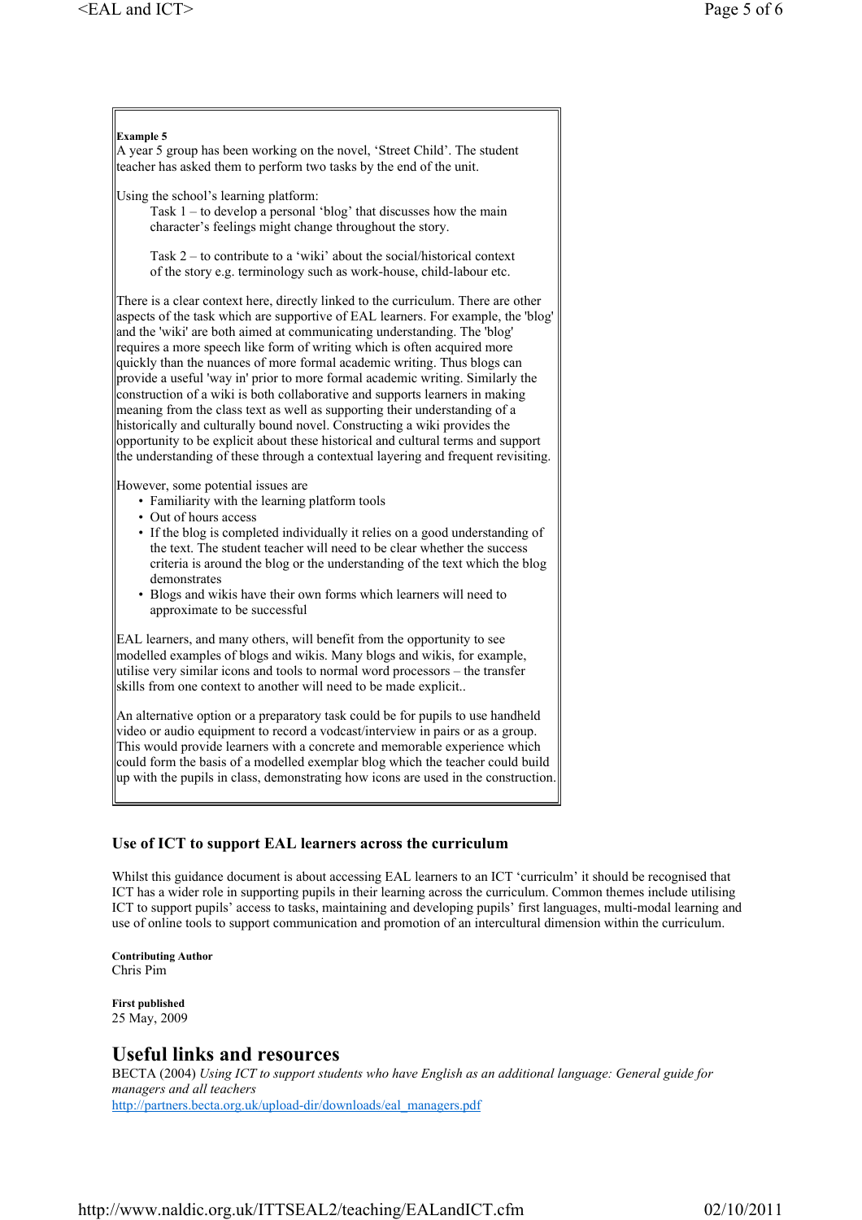**Example 5**
A year 5 group has been working on the novel, 'Street Child'. The student teacher has asked them to perform two tasks by the end of the unit.

Using the school's learning platform:

> Task 1 – to develop a personal 'blog' that discusses how the main character's feelings might change throughout the story.
>
> Task 2 – to contribute to a 'wiki' about the social/historical context of the story e.g. terminology such as work-house, child-labour etc.

There is a clear context here, directly linked to the curriculum. There are other aspects of the task which are supportive of EAL learners. For example, the 'blog' and the 'wiki' are both aimed at communicating understanding. The 'blog' requires a more speech like form of writing which is often acquired more quickly than the nuances of more formal academic writing. Thus blogs can provide a useful 'way in' prior to more formal academic writing. Similarly the construction of a wiki is both collaborative and supports learners in making meaning from the class text as well as supporting their understanding of a historically and culturally bound novel. Constructing a wiki provides the opportunity to be explicit about these historical and cultural terms and support the understanding of these through a contextual layering and frequent revisiting.

However, some potential issues are

- Familiarity with the learning platform tools
- Out of hours access
- If the blog is completed individually it relies on a good understanding of the text. The student teacher will need to be clear whether the success criteria is around the blog or the understanding of the text which the blog demonstrates
- Blogs and wikis have their own forms which learners will need to approximate to be successful

EAL learners, and many others, will benefit from the opportunity to see modelled examples of blogs and wikis. Many blogs and wikis, for example, utilise very similar icons and tools to normal word processors – the transfer skills from one context to another will need to be made explicit..

An alternative option or a preparatory task could be for pupils to use handheld video or audio equipment to record a vodcast/interview in pairs or as a group. This would provide learners with a concrete and memorable experience which could form the basis of a modelled exemplar blog which the teacher could build up with the pupils in class, demonstrating how icons are used in the construction.

### Use of ICT to support EAL learners across the curriculum

Whilst this guidance document is about accessing EAL learners to an ICT 'curriculm' it should be recognised that ICT has a wider role in supporting pupils in their learning across the curriculum. Common themes include utilising ICT to support pupils' access to tasks, maintaining and developing pupils' first languages, multi-modal learning and use of online tools to support communication and promotion of an intercultural dimension within the curriculum.

**Contributing Author**
Chris Pim

**First published**
25 May, 2009

## Useful links and resources

BECTA (2004) *Using ICT to support students who have English as an additional language: General guide for managers and all teachers*
http://partners.becta.org.uk/upload-dir/downloads/eal_managers.pdf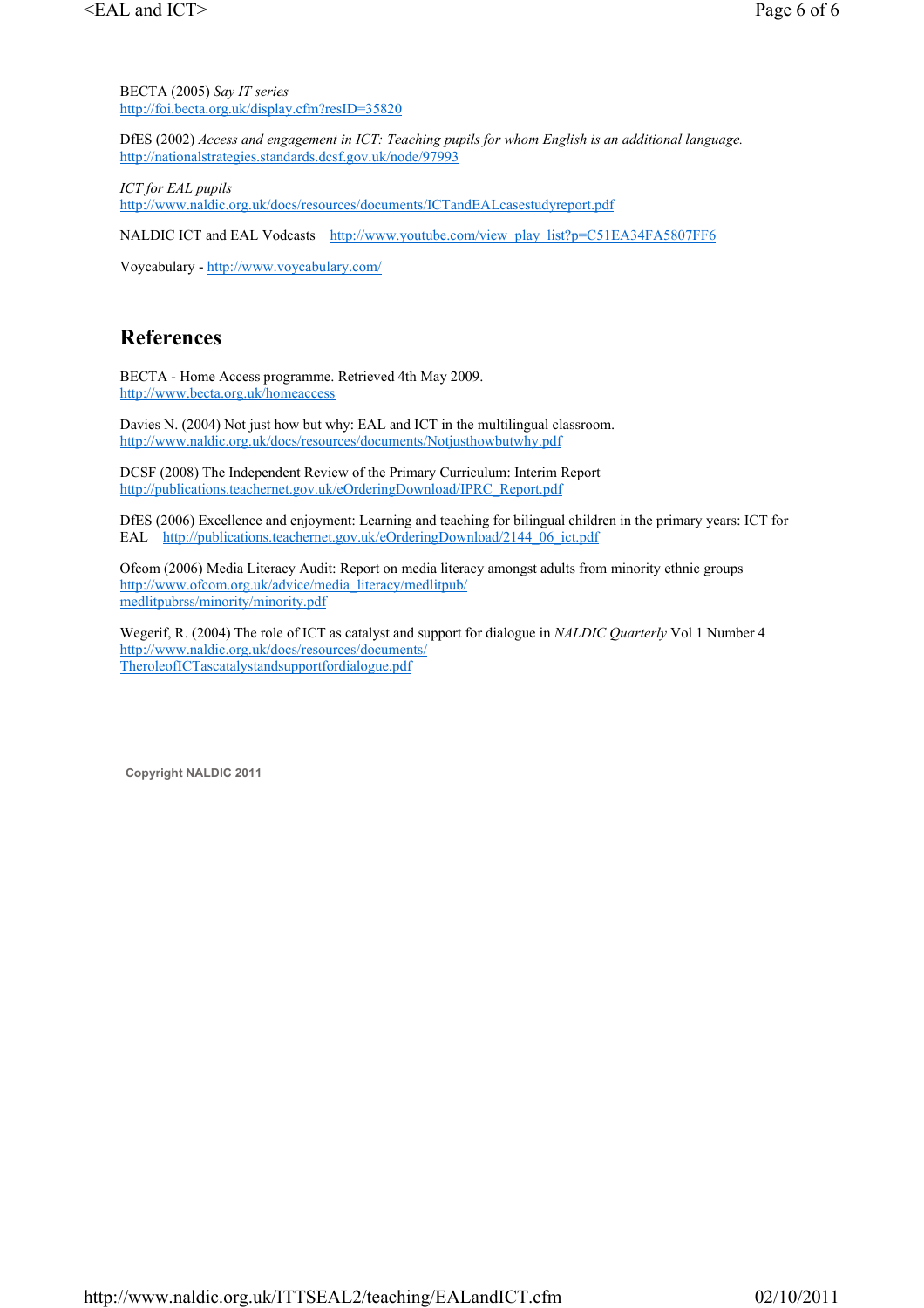BECTA (2005) *Say IT series*
http://foi.becta.org.uk/display.cfm?resID=35820

DfES (2002) *Access and engagement in ICT: Teaching pupils for whom English is an additional language.*
http://nationalstrategies.standards.dcsf.gov.uk/node/97993

*ICT for EAL pupils*
http://www.naldic.org.uk/docs/resources/documents/ICTandEALcasestudyreport.pdf

NALDIC ICT and EAL Vodcasts http://www.youtube.com/view_play_list?p=C51EA34FA5807FF6

Voycabulary - http://www.voycabulary.com/

## References

BECTA - Home Access programme. Retrieved 4th May 2009.
http://www.becta.org.uk/homeaccess

Davies N. (2004) Not just how but why: EAL and ICT in the multilingual classroom.
http://www.naldic.org.uk/docs/resources/documents/Notjusthowbutwhy.pdf

DCSF (2008) The Independent Review of the Primary Curriculum: Interim Report
http://publications.teachernet.gov.uk/eOrderingDownload/IPRC_Report.pdf

DfES (2006) Excellence and enjoyment: Learning and teaching for bilingual children in the primary years: ICT for EAL http://publications.teachernet.gov.uk/eOrderingDownload/2144_06_ict.pdf

Ofcom (2006) Media Literacy Audit: Report on media literacy amongst adults from minority ethnic groups
http://www.ofcom.org.uk/advice/media_literacy/medlitpub/medlitpubrss/minority/minority.pdf

Wegerif, R. (2004) The role of ICT as catalyst and support for dialogue in *NALDIC Quarterly* Vol 1 Number 4
http://www.naldic.org.uk/docs/resources/documents/TheroleofICTascatalystandsupportfordialogue.pdf

**Copyright NALDIC 2011**